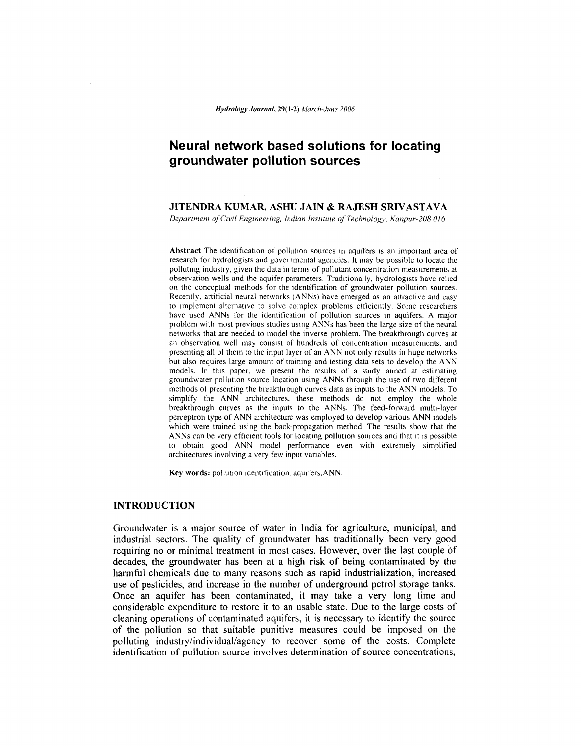*Hydrology Journal*, **29(1-2)** *March-June 2006*

# Neural network based solutions for locating groundwater pollution sources

**JITENDRA KUMAR, ASHU JAIN & RAJESH SRIVASTAVA**

*Department of Civil Engineering, Indian Institute of Technology, Kanpur-208 016*

**Abstract** The identification of pollution sources in aquifers is an important area of research for hydrologists and governmental agencies. It may be possible to locate the polluting industry, given the data in terms of pollutant concentration measurements at observation wells and the aquifer parameters. Traditionally, hydrologists have relied on the conceptual methods for the identification of groundwater pollution sources. Recently, artificial neural networks (ANNs) have emerged as an attractive and easy to implement alternative to solve complex problems efficiently. Some researchers have used ANNs for the identification of pollution sources in aquifers. A major problem with most previous studies using ANNs has been the large size of the neural networks that are needed to model the inverse problem. The breakthrough curves at an observation well may consist of hundreds of concentration measurements, and presenting all of them to the input layer of an ANN not only results in huge networks but also requires large amount of training and testing data sets to develop the ANN models. In this paper, we present the results of a study aimed at estimating groundwater pollution source location using ANNs through the use of two different methods of presenting the breakthrough curves data as inputs to the ANN models. To simplify the ANN architectures, these methods do not employ the whole breakthrough curves as the inputs to the ANNs. The feed-forward multi-layer perceptron type of ANN architecture was employed to develop various ANN models which were trained using the back-propagation method. The results show that the ANNs can be very efficient tools for locating pollution sources and that it is possible to obtain good ANN model performance even with extremely simplified architectures involving a very few input variables.

**Key words:** pollution identification; aquifers; ANN.

## INTRODUCTION

Groundwater is a major source of water in India for agriculture, municipal, and industrial sectors. The quality of groundwater has traditionally been very good requiring no or minimal treatment in most cases. However, over the last couple of decades, the groundwater has been at a high risk of being contaminated by the harmful chemicals due to many reasons such as rapid industrialization, increased use of pesticides, and increase in the number of underground petrol storage tanks. Once an aquifer has been contaminated, it may take a very long time and considerable expenditure to restore it to an usable state. Due to the large costs of cleaning operations of contaminated aquifers, it is necessary to identify the source of the pollution so that suitable punitive measures could be imposed on the polluting industry/individual/agency to recover some of the costs. Complete identification of pollution source involves determination of source concentrations,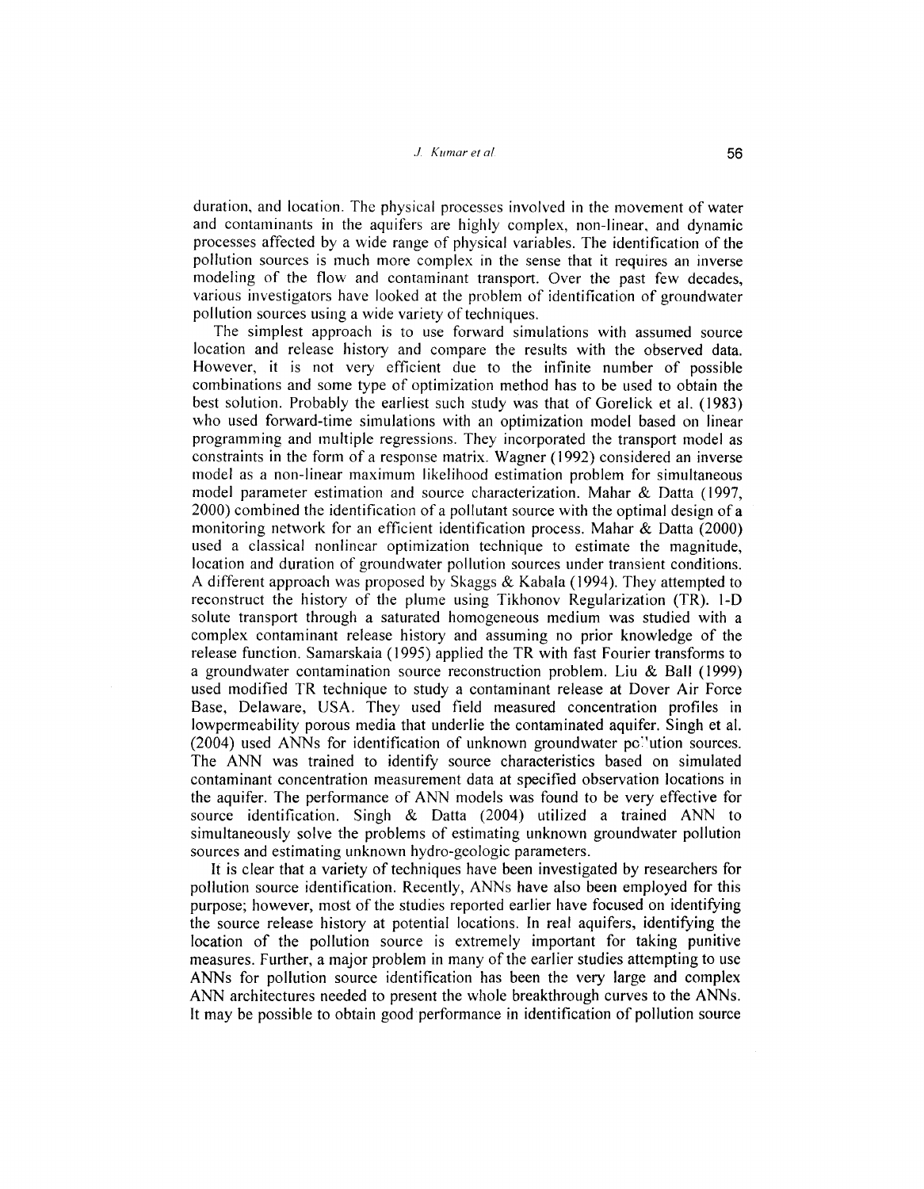duration, and location. The physical processes involved in the movement of water and contaminants in the aquifers are highly complex, non-linear, and dynamic processes affected by a wide range of physical variables. The identification of the pollution sources is much more complex in the sense that it requires an inverse modeling of the flow and contaminant transport. Over the past few decades, various investigators have looked at the problem of identification of groundwater pollution sources using a wide variety of techniques.

The simplest approach is to use forward simulations with assumed source location and release history and compare the results with the observed data. However, it is not very efficient due to the infinite number of possible combinations and some type of optimization method has to be used to obtain the best solution. Probably the earliest such study was that of Gorelick et al. (1983) who used forward-time simulations with an optimization model based on linear programming and multiple regressions. They incorporated the transport model as constraints in the form of a response matrix. Wagner (1992) considered an inverse model as a non-linear maximum likelihood estimation problem for simultaneous model parameter estimation and source characterization. Mahar & Datta (1997, 2000) combined the identification of a pollutant source with the optimal design of a monitoring network for an efficient identification process. Mahar & Datta (2000) used a classical nonlinear optimization technique to estimate the magnitude, location and duration of groundwater pollution sources under transient conditions. A different approach was proposed by Skaggs & Kabala (1994). They attempted to reconstruct the history of the plume using Tikhonov Regularization (TR). 1-D solute transport through a saturated homogeneous medium was studied with a complex contaminant release history and assuming no prior knowledge of the release function. Samarskaia (1995) applied the TR with fast Fourier transforms to a groundwater contamination source reconstruction problem. Liu & Ball (1999) used modified TR technique to study a contaminant release at Dover Air Force Base, Delaware, USA. They used field measured concentration profiles in lowpermeability porous media that underlie the contaminated aquifer. Singh et al. (2004) used ANNs for identification of unknown groundwater pollution sources. The ANN was trained to identify source characteristics based on simulated contaminant concentration measurement data at specified observation locations in the aquifer. The performance of ANN models was found to be very effective for source identification. Singh & Datta (2004) utilized a trained ANN to simultaneously solve the problems of estimating unknown groundwater pollution sources and estimating unknown hydro-geologic parameters.

It is clear that a variety of techniques have been investigated by researchers for pollution source identification. Recently, ANNs have also been employed for this purpose; however, most of the studies reported earlier have focused on identifying the source release history at potential locations. In real aquifers, identifying the location of the pollution source is extremely important for taking punitive measures. Further, a major problem in many of the earlier studies attempting to use ANNs for pollution source identification has been the very large and complex ANN architectures needed to present the whole breakthrough curves to the ANNs. It may be possible to obtain good performance in identification of pollution source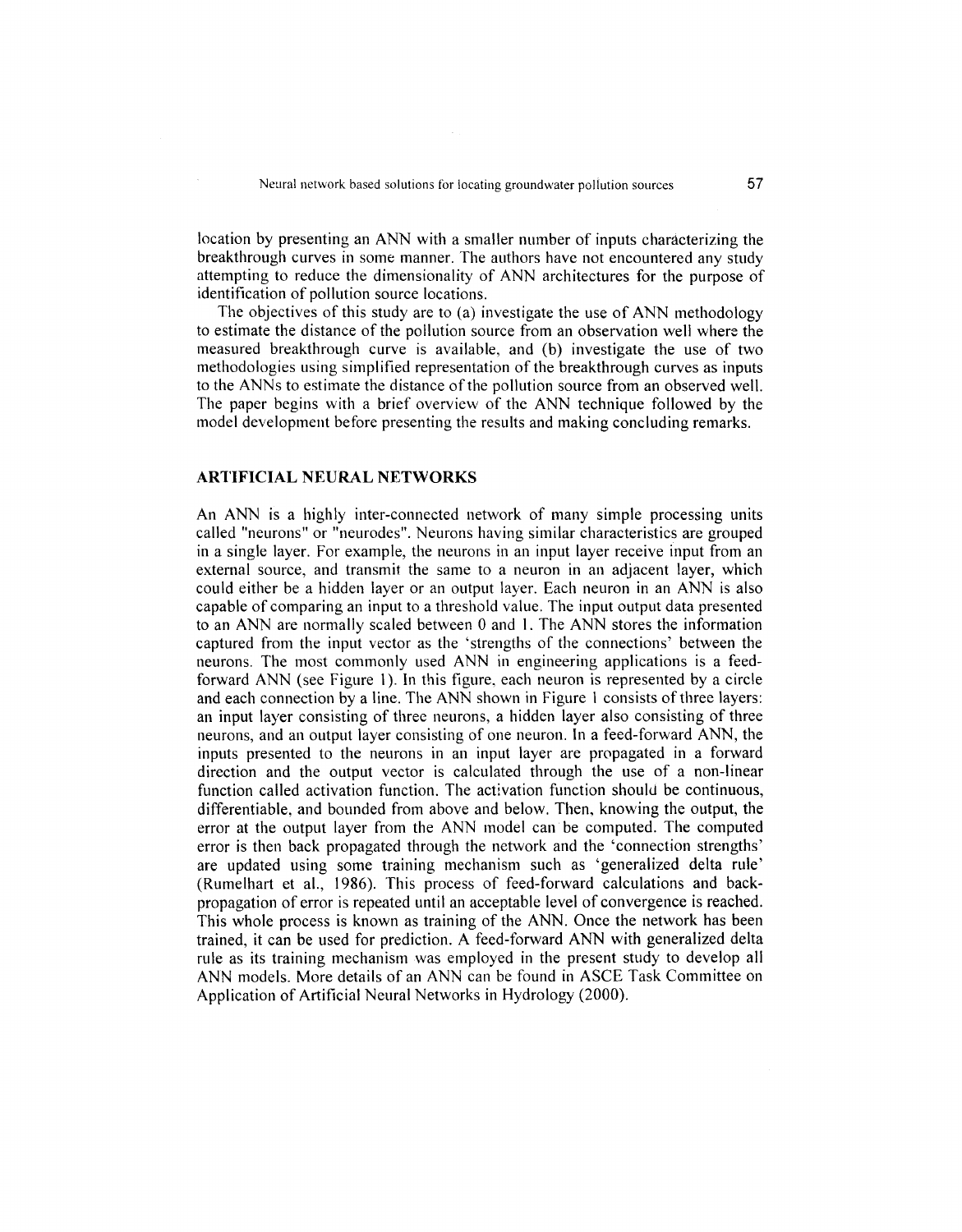location by presenting an ANN with a smaller number of inputs characterizing the breakthrough curves in some manner. The authors have not encountered any study attempting to reduce the dimensionality of ANN architectures for the purpose of identification of pollution source locations.

The objectives of this study are to (a) investigate the use of ANN methodology to estimate the distance of the pollution source from an observation well where the measured breakthrough curve is available, and (b) investigate the use of two methodologies using simplified representation of the breakthrough curves as inputs to the ANNs to estimate the distance of the pollution source from an observed well. The paper begins with a brief overview of the ANN technique followed by the model development before presenting the results and making concluding remarks.

## ARTIFICIAL NEURAL NETWORKS

An ANN is a highly inter-connected network of many simple processing units called "neurons" or "neurodes". Neurons having similar characteristics are grouped in a single layer. For example, the neurons in an input layer receive input from an external source, and transmit the same to a neuron in an adjacent layer, which could either be a hidden layer or an output layer. Each neuron in an ANN is also capable of comparing an input to a threshold value. The input output data presented to an ANN are normally scaled between 0 and 1. The ANN stores the information captured from the input vector as the 'strengths of the connections' between the neurons. The most commonly used ANN in engineering applications is a feed-forward ANN (see Figure 1). In this figure, each neuron is represented by a circle and each connection by a line. The ANN shown in Figure 1 consists of three layers: an input layer consisting of three neurons, a hidden layer also consisting of three neurons, and an output layer consisting of one neuron. In a feed-forward ANN, the inputs presented to the neurons in an input layer are propagated in a forward direction and the output vector is calculated through the use of a non-linear function called activation function. The activation function should be continuous, differentiable, and bounded from above and below. Then, knowing the output, the error at the output layer from the ANN model can be computed. The computed error is then back propagated through the network and the 'connection strengths' are updated using some training mechanism such as 'generalized delta rule' (Rumelhart et al., 1986). This process of feed-forward calculations and back-propagation of error is repeated until an acceptable level of convergence is reached. This whole process is known as training of the ANN. Once the network has been trained, it can be used for prediction. A feed-forward ANN with generalized delta rule as its training mechanism was employed in the present study to develop all ANN models. More details of an ANN can be found in ASCE Task Committee on Application of Artificial Neural Networks in Hydrology (2000).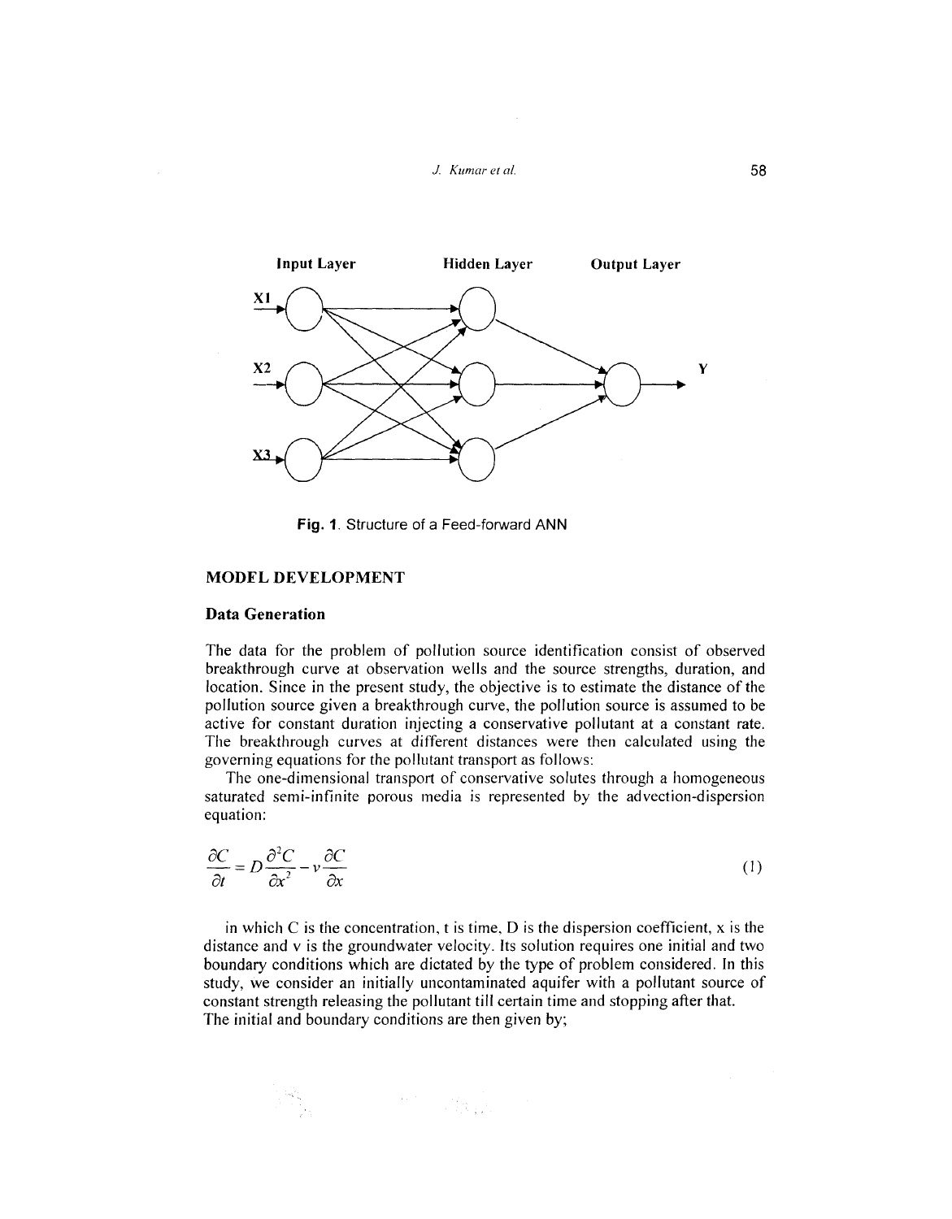Fig. 1. Structure of a Feed-forward ANN

## MODEL DEVELOPMENT

### Data Generation

The data for the problem of pollution source identification consist of observed breakthrough curve at observation wells and the source strengths, duration, and location. Since in the present study, the objective is to estimate the distance of the pollution source given a breakthrough curve, the pollution source is assumed to be active for constant duration injecting a conservative pollutant at a constant rate. The breakthrough curves at different distances were then calculated using the governing equations for the pollutant transport as follows:

The one-dimensional transport of conservative solutes through a homogeneous saturated semi-infinite porous media is represented by the advection-dispersion equation:

$$\frac{\partial C}{\partial t} = D\frac{\partial^2 C}{\partial x^2} - v\frac{\partial C}{\partial x} \tag{1}$$

in which C is the concentration, t is time, D is the dispersion coefficient, x is the distance and v is the groundwater velocity. Its solution requires one initial and two boundary conditions which are dictated by the type of problem considered. In this study, we consider an initially uncontaminated aquifer with a pollutant source of constant strength releasing the pollutant till certain time and stopping after that. The initial and boundary conditions are then given by;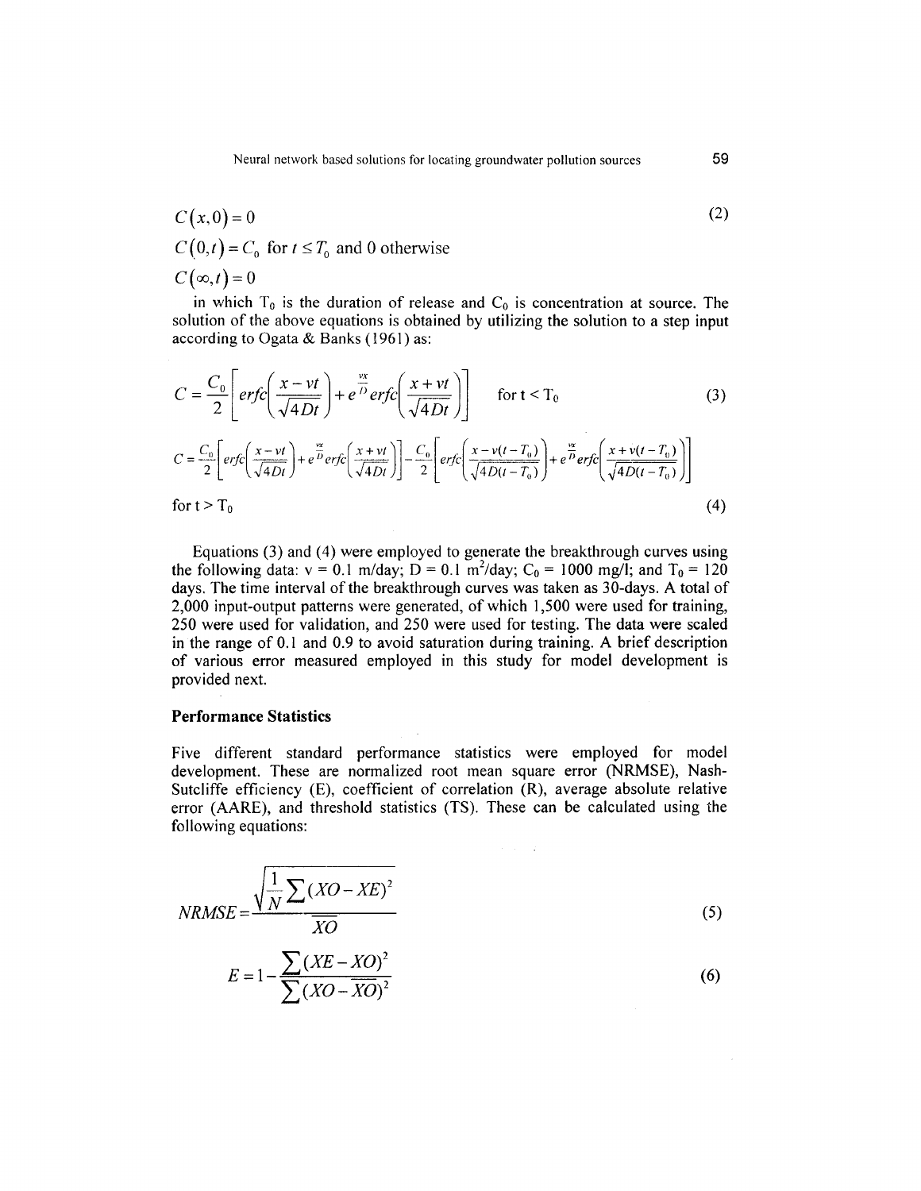$$C(x,0) = 0 \tag{2}$$

$$C(0,t) = C_0 \text{ for } t \leq T_0 \text{ and 0 otherwise}$$

$$C(\infty,t) = 0$$

in which $T_0$ is the duration of release and $C_0$ is concentration at source. The solution of the above equations is obtained by utilizing the solution to a step input according to Ogata & Banks (1961) as:

$$C = \frac{C_0}{2}\left[erfc\left(\frac{x-vt}{\sqrt{4Dt}}\right) + e^{\frac{vx}{D}} erfc\left(\frac{x+vt}{\sqrt{4Dt}}\right)\right] \qquad \text{for } t < T_0 \tag{3}$$

$$C = \frac{C_0}{2}\left[erfc\left(\frac{x-vt}{\sqrt{4Dt}}\right) + e^{\frac{vx}{D}} erfc\left(\frac{x+vt}{\sqrt{4Dt}}\right)\right] - \frac{C_0}{2}\left[erfc\left(\frac{x-v(t-T_0)}{\sqrt{4D(t-T_0)}}\right) + e^{\frac{vx}{D}} erfc\left(\frac{x+v(t-T_0)}{\sqrt{4D(t-T_0)}}\right)\right]$$

for $t > T_0$ (4)

Equations (3) and (4) were employed to generate the breakthrough curves using the following data: $v = 0.1$ m/day; $D = 0.1$ m$^2$/day; $C_0 = 1000$ mg/l; and $T_0 = 120$ days. The time interval of the breakthrough curves was taken as 30-days. A total of 2,000 input-output patterns were generated, of which 1,500 were used for training, 250 were used for validation, and 250 were used for testing. The data were scaled in the range of 0.1 and 0.9 to avoid saturation during training. A brief description of various error measured employed in this study for model development is provided next.

### Performance Statistics

Five different standard performance statistics were employed for model development. These are normalized root mean square error (NRMSE), Nash-Sutcliffe efficiency (E), coefficient of correlation (R), average absolute relative error (AARE), and threshold statistics (TS). These can be calculated using the following equations:

$$NRMSE = \frac{\sqrt{\frac{1}{N}\sum(XO-XE)^2}}{\overline{XO}} \tag{5}$$

$$E = 1 - \frac{\sum(XE-XO)^2}{\sum(XO-\overline{XO})^2} \tag{6}$$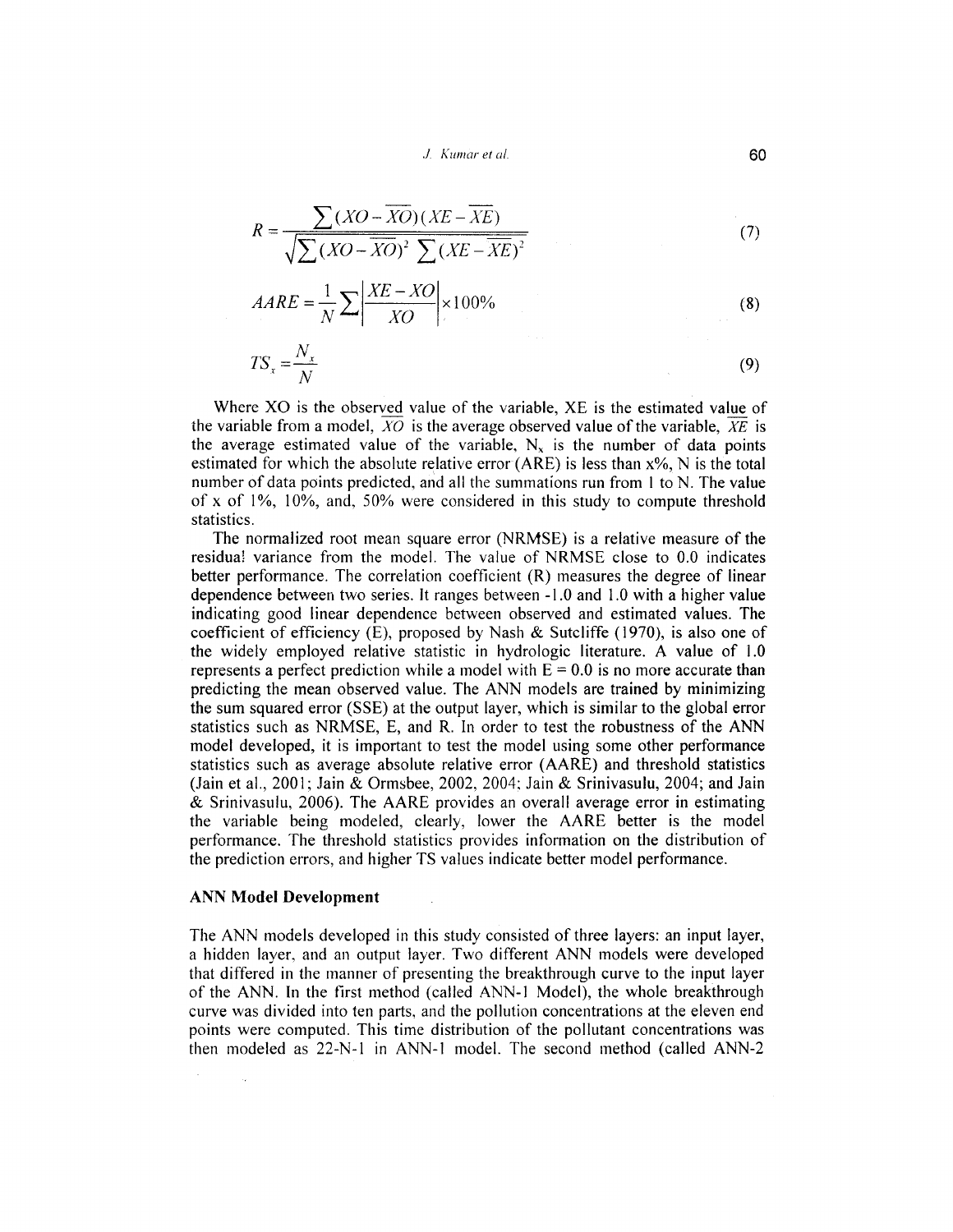$$R = \frac{\sum (XO - \overline{XO})(XE - \overline{XE})}{\sqrt{\sum (XO - \overline{XO})^2 \sum (XE - \overline{XE})^2}} \tag{7}$$

$$AARE = \frac{1}{N} \sum \left| \frac{XE - XO}{XO} \right| \times 100\% \tag{8}$$

$$TS_x = \frac{N_x}{N} \tag{9}$$

Where XO is the observed value of the variable, XE is the estimated value of the variable from a model, $\overline{XO}$ is the average observed value of the variable, $\overline{XE}$ is the average estimated value of the variable, $N_x$ is the number of data points estimated for which the absolute relative error (ARE) is less than x%, N is the total number of data points predicted, and all the summations run from 1 to N. The value of x of 1%, 10%, and, 50% were considered in this study to compute threshold statistics.

The normalized root mean square error (NRMSE) is a relative measure of the residual variance from the model. The value of NRMSE close to 0.0 indicates better performance. The correlation coefficient (R) measures the degree of linear dependence between two series. It ranges between -1.0 and 1.0 with a higher value indicating good linear dependence between observed and estimated values. The coefficient of efficiency (E), proposed by Nash & Sutcliffe (1970), is also one of the widely employed relative statistic in hydrologic literature. A value of 1.0 represents a perfect prediction while a model with E = 0.0 is no more accurate than predicting the mean observed value. The ANN models are trained by minimizing the sum squared error (SSE) at the output layer, which is similar to the global error statistics such as NRMSE, E, and R. In order to test the robustness of the ANN model developed, it is important to test the model using some other performance statistics such as average absolute relative error (AARE) and threshold statistics (Jain et al., 2001; Jain & Ormsbee, 2002, 2004; Jain & Srinivasulu, 2004; and Jain & Srinivasulu, 2006). The AARE provides an overall average error in estimating the variable being modeled, clearly, lower the AARE better is the model performance. The threshold statistics provides information on the distribution of the prediction errors, and higher TS values indicate better model performance.

## ANN Model Development

The ANN models developed in this study consisted of three layers: an input layer, a hidden layer, and an output layer. Two different ANN models were developed that differed in the manner of presenting the breakthrough curve to the input layer of the ANN. In the first method (called ANN-1 Model), the whole breakthrough curve was divided into ten parts, and the pollution concentrations at the eleven end points were computed. This time distribution of the pollutant concentrations was then modeled as 22-N-1 in ANN-1 model. The second method (called ANN-2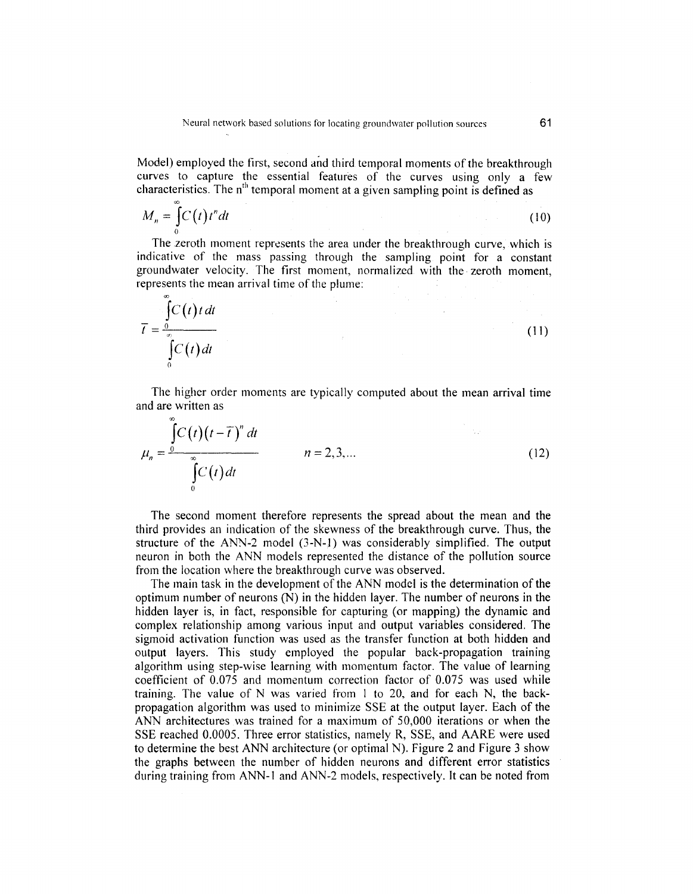Model) employed the first, second and third temporal moments of the breakthrough curves to capture the essential features of the curves using only a few characteristics. The $n^{th}$ temporal moment at a given sampling point is defined as

$$M_n = \int_0^\infty C(t)t^n dt \tag{10}$$

The zeroth moment represents the area under the breakthrough curve, which is indicative of the mass passing through the sampling point for a constant groundwater velocity. The first moment, normalized with the zeroth moment, represents the mean arrival time of the plume:

$$\bar{t} = \frac{\int_0^\infty C(t)t\,dt}{\int_0^\infty C(t)dt} \tag{11}$$

The higher order moments are typically computed about the mean arrival time and are written as

$$\mu_n = \frac{\int_0^\infty C(t)(t-\bar{t})^n dt}{\int_0^\infty C(t)dt} \qquad n = 2,3,... \tag{12}$$

The second moment therefore represents the spread about the mean and the third provides an indication of the skewness of the breakthrough curve. Thus, the structure of the ANN-2 model (3-N-1) was considerably simplified. The output neuron in both the ANN models represented the distance of the pollution source from the location where the breakthrough curve was observed.

The main task in the development of the ANN model is the determination of the optimum number of neurons (N) in the hidden layer. The number of neurons in the hidden layer is, in fact, responsible for capturing (or mapping) the dynamic and complex relationship among various input and output variables considered. The sigmoid activation function was used as the transfer function at both hidden and output layers. This study employed the popular back-propagation training algorithm using step-wise learning with momentum factor. The value of learning coefficient of 0.075 and momentum correction factor of 0.075 was used while training. The value of N was varied from 1 to 20, and for each N, the back-propagation algorithm was used to minimize SSE at the output layer. Each of the ANN architectures was trained for a maximum of 50,000 iterations or when the SSE reached 0.0005. Three error statistics, namely R, SSE, and AARE were used to determine the best ANN architecture (or optimal N). Figure 2 and Figure 3 show the graphs between the number of hidden neurons and different error statistics during training from ANN-1 and ANN-2 models, respectively. It can be noted from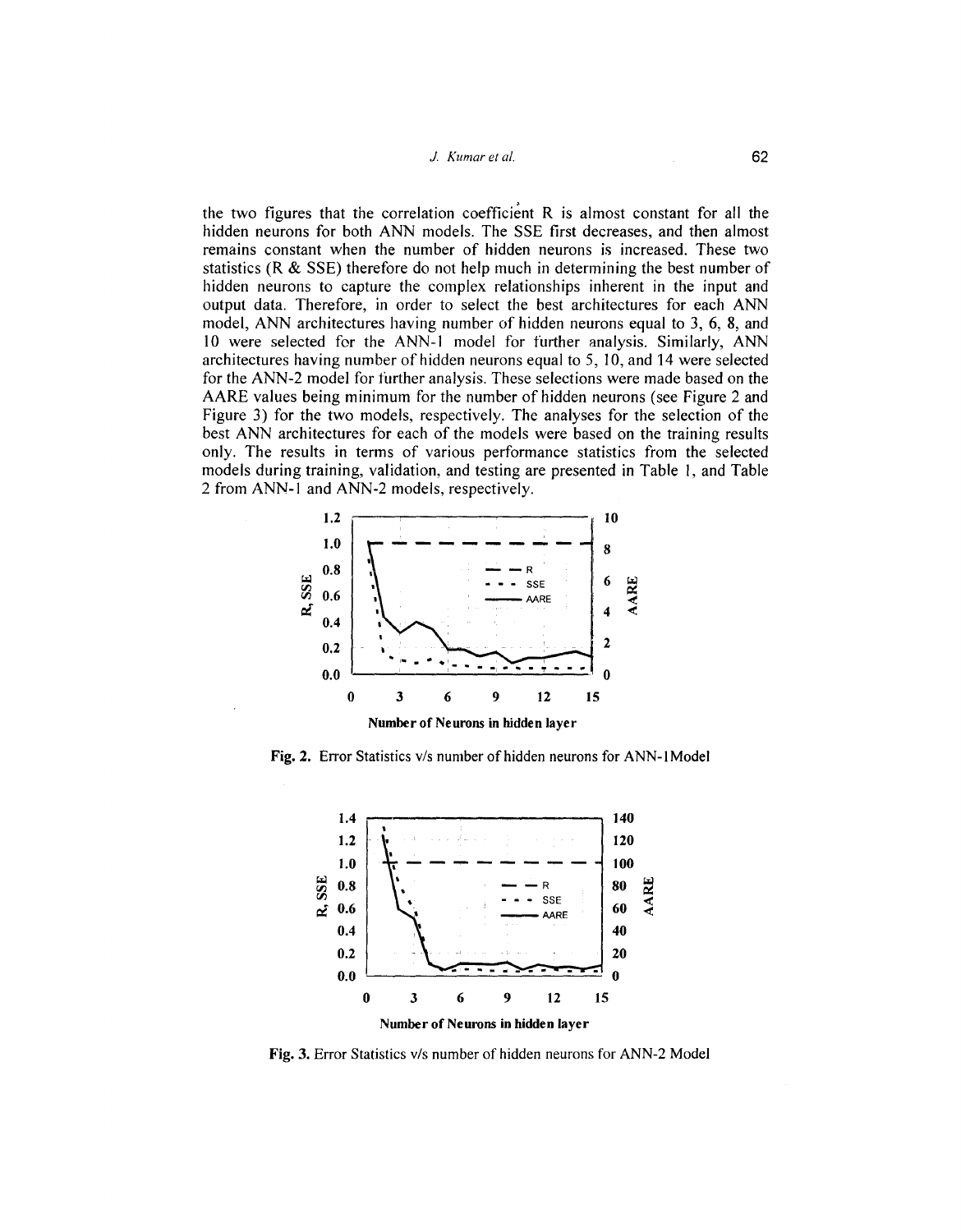the two figures that the correlation coefficient R is almost constant for all the hidden neurons for both ANN models. The SSE first decreases, and then almost remains constant when the number of hidden neurons is increased. These two statistics (R & SSE) therefore do not help much in determining the best number of hidden neurons to capture the complex relationships inherent in the input and output data. Therefore, in order to select the best architectures for each ANN model, ANN architectures having number of hidden neurons equal to 3, 6, 8, and 10 were selected for the ANN-1 model for further analysis. Similarly, ANN architectures having number of hidden neurons equal to 5, 10, and 14 were selected for the ANN-2 model for further analysis. These selections were made based on the AARE values being minimum for the number of hidden neurons (see Figure 2 and Figure 3) for the two models, respectively. The analyses for the selection of the best ANN architectures for each of the models were based on the training results only. The results in terms of various performance statistics from the selected models during training, validation, and testing are presented in Table 1, and Table 2 from ANN-1 and ANN-2 models, respectively.

**Fig. 2.** Error Statistics v/s number of hidden neurons for ANN-1Model

**Fig. 3.** Error Statistics v/s number of hidden neurons for ANN-2 Model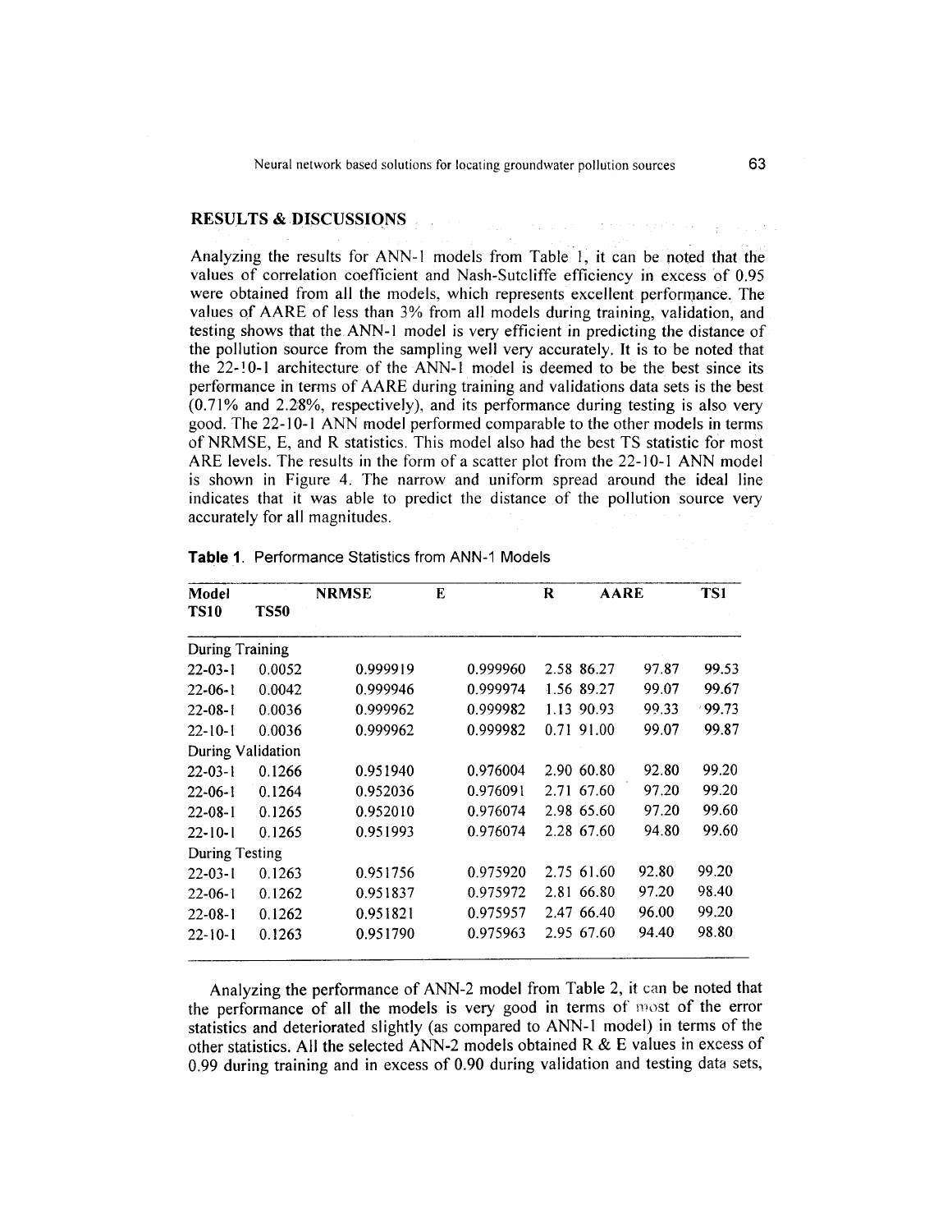## RESULTS & DISCUSSIONS

Analyzing the results for ANN-1 models from Table 1, it can be noted that the values of correlation coefficient and Nash-Sutcliffe efficiency in excess of 0.95 were obtained from all the models, which represents excellent performance. The values of AARE of less than 3% from all models during training, validation, and testing shows that the ANN-1 model is very efficient in predicting the distance of the pollution source from the sampling well very accurately. It is to be noted that the 22-10-1 architecture of the ANN-1 model is deemed to be the best since its performance in terms of AARE during training and validations data sets is the best (0.71% and 2.28%, respectively), and its performance during testing is also very good. The 22-10-1 ANN model performed comparable to the other models in terms of NRMSE, E, and R statistics. This model also had the best TS statistic for most ARE levels. The results in the form of a scatter plot from the 22-10-1 ANN model is shown in Figure 4. The narrow and uniform spread around the ideal line indicates that it was able to predict the distance of the pollution source very accurately for all magnitudes.

**Table 1**. Performance Statistics from ANN-1 Models

| Model | NRMSE | E | R | AARE | TS1 | TS10 | TS50 |
|---|---|---|---|---|---|---|---|
| During Training | | | | | | | |
| 22-03-1 | 0.0052 | 0.999919 | 0.999960 | 2.58 | 86.27 | 97.87 | 99.53 |
| 22-06-1 | 0.0042 | 0.999946 | 0.999974 | 1.56 | 89.27 | 99.07 | 99.67 |
| 22-08-1 | 0.0036 | 0.999962 | 0.999982 | 1.13 | 90.93 | 99.33 | 99.73 |
| 22-10-1 | 0.0036 | 0.999962 | 0.999982 | 0.71 | 91.00 | 99.07 | 99.87 |
| During Validation | | | | | | | |
| 22-03-1 | 0.1266 | 0.951940 | 0.976004 | 2.90 | 60.80 | 92.80 | 99.20 |
| 22-06-1 | 0.1264 | 0.952036 | 0.976091 | 2.71 | 67.60 | 97.20 | 99.20 |
| 22-08-1 | 0.1265 | 0.952010 | 0.976074 | 2.98 | 65.60 | 97.20 | 99.60 |
| 22-10-1 | 0.1265 | 0.951993 | 0.976074 | 2.28 | 67.60 | 94.80 | 99.60 |
| During Testing | | | | | | | |
| 22-03-1 | 0.1263 | 0.951756 | 0.975920 | 2.75 | 61.60 | 92.80 | 99.20 |
| 22-06-1 | 0.1262 | 0.951837 | 0.975972 | 2.81 | 66.80 | 97.20 | 98.40 |
| 22-08-1 | 0.1262 | 0.951821 | 0.975957 | 2.47 | 66.40 | 96.00 | 99.20 |
| 22-10-1 | 0.1263 | 0.951790 | 0.975963 | 2.95 | 67.60 | 94.40 | 98.80 |

Analyzing the performance of ANN-2 model from Table 2, it can be noted that the performance of all the models is very good in terms of most of the error statistics and deteriorated slightly (as compared to ANN-1 model) in terms of the other statistics. All the selected ANN-2 models obtained R & E values in excess of 0.99 during training and in excess of 0.90 during validation and testing data sets,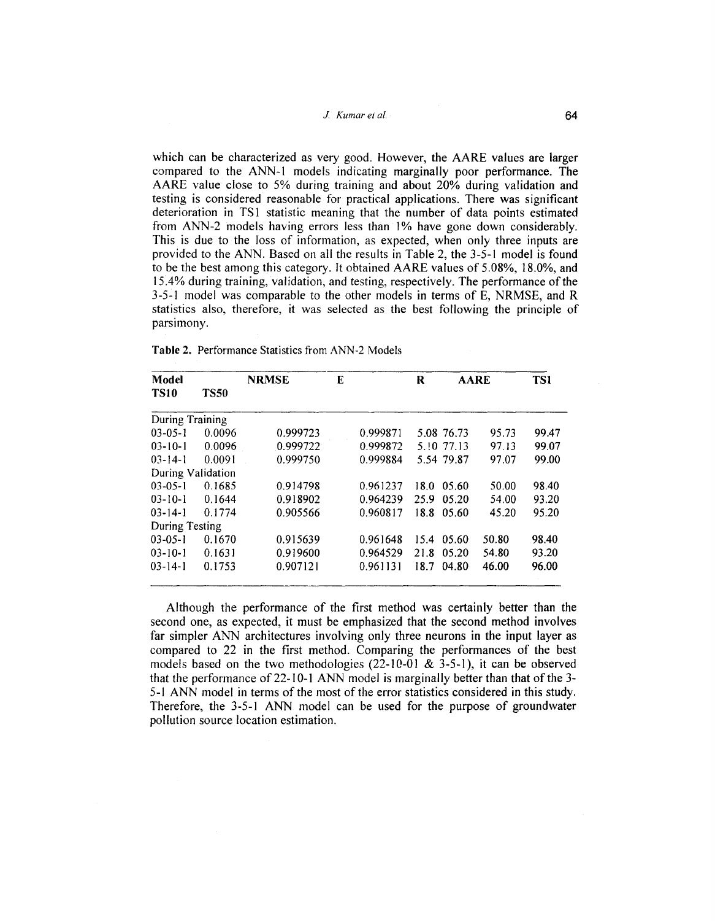which can be characterized as very good. However, the AARE values are larger compared to the ANN-1 models indicating marginally poor performance. The AARE value close to 5% during training and about 20% during validation and testing is considered reasonable for practical applications. There was significant deterioration in TS1 statistic meaning that the number of data points estimated from ANN-2 models having errors less than 1% have gone down considerably. This is due to the loss of information, as expected, when only three inputs are provided to the ANN. Based on all the results in Table 2, the 3-5-1 model is found to be the best among this category. It obtained AARE values of 5.08%, 18.0%, and 15.4% during training, validation, and testing, respectively. The performance of the 3-5-1 model was comparable to the other models in terms of E, NRMSE, and R statistics also, therefore, it was selected as the best following the principle of parsimony.

**Table 2.** Performance Statistics from ANN-2 Models

| Model | NRMSE | E | R | AARE | TS1 | TS10 | TS50 |
|---|---|---|---|---|---|---|---|
| During Training | | | | | | | |
| 03-05-1 | 0.0096 | 0.999723 | 0.999871 | 5.08 | 76.73 | 95.73 | 99.47 |
| 03-10-1 | 0.0096 | 0.999722 | 0.999872 | 5.10 | 77.13 | 97.13 | 99.07 |
| 03-14-1 | 0.0091 | 0.999750 | 0.999884 | 5.54 | 79.87 | 97.07 | 99.00 |
| During Validation | | | | | | | |
| 03-05-1 | 0.1685 | 0.914798 | 0.961237 | 18.0 | 05.60 | 50.00 | 98.40 |
| 03-10-1 | 0.1644 | 0.918902 | 0.964239 | 25.9 | 05.20 | 54.00 | 93.20 |
| 03-14-1 | 0.1774 | 0.905566 | 0.960817 | 18.8 | 05.60 | 45.20 | 95.20 |
| During Testing | | | | | | | |
| 03-05-1 | 0.1670 | 0.915639 | 0.961648 | 15.4 | 05.60 | 50.80 | 98.40 |
| 03-10-1 | 0.1631 | 0.919600 | 0.964529 | 21.8 | 05.20 | 54.80 | 93.20 |
| 03-14-1 | 0.1753 | 0.907121 | 0.961131 | 18.7 | 04.80 | 46.00 | 96.00 |

Although the performance of the first method was certainly better than the second one, as expected, it must be emphasized that the second method involves far simpler ANN architectures involving only three neurons in the input layer as compared to 22 in the first method. Comparing the performances of the best models based on the two methodologies (22-10-01 & 3-5-1), it can be observed that the performance of 22-10-1 ANN model is marginally better than that of the 3-5-1 ANN model in terms of the most of the error statistics considered in this study. Therefore, the 3-5-1 ANN model can be used for the purpose of groundwater pollution source location estimation.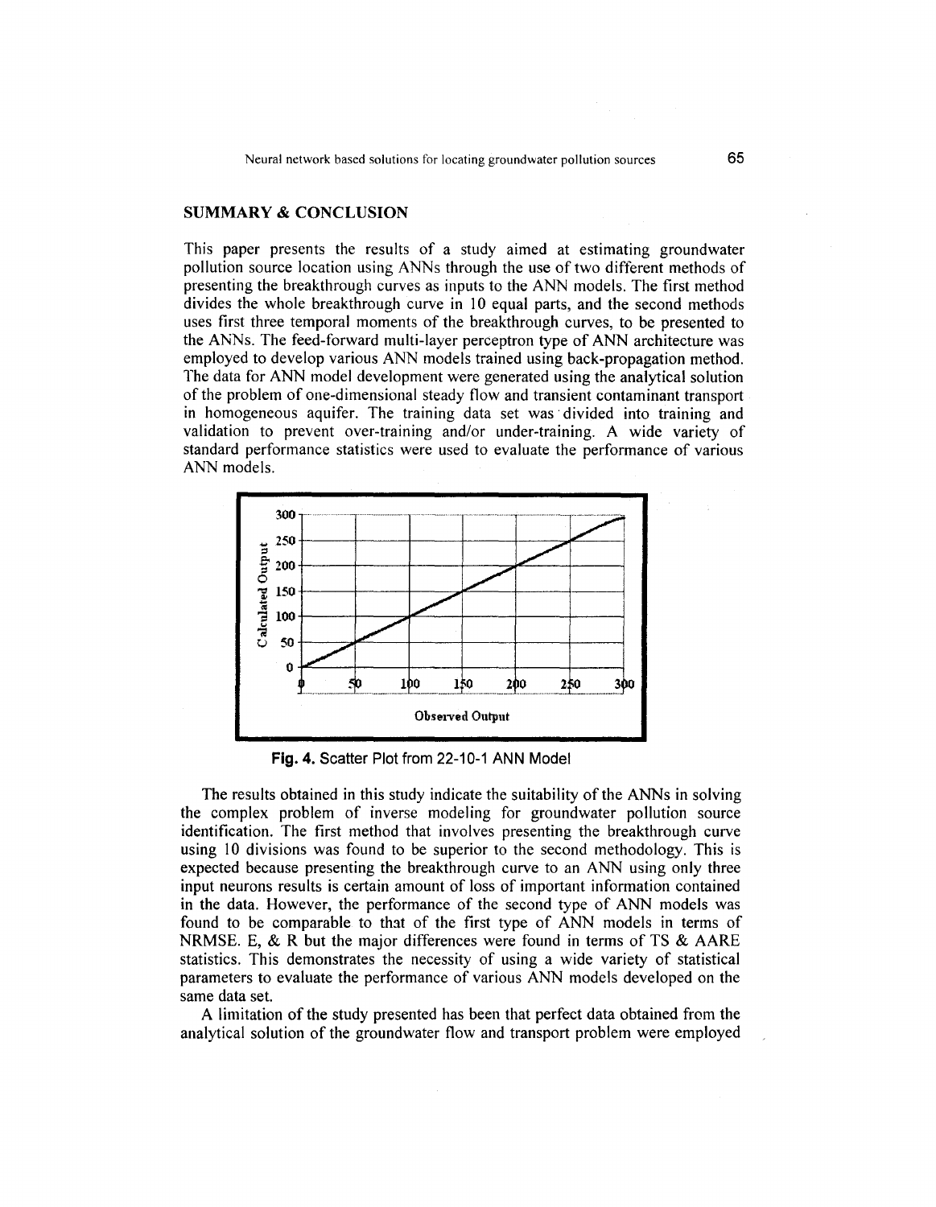## SUMMARY & CONCLUSION

This paper presents the results of a study aimed at estimating groundwater pollution source location using ANNs through the use of two different methods of presenting the breakthrough curves as inputs to the ANN models. The first method divides the whole breakthrough curve in 10 equal parts, and the second methods uses first three temporal moments of the breakthrough curves, to be presented to the ANNs. The feed-forward multi-layer perceptron type of ANN architecture was employed to develop various ANN models trained using back-propagation method. The data for ANN model development were generated using the analytical solution of the problem of one-dimensional steady flow and transient contaminant transport in homogeneous aquifer. The training data set was divided into training and validation to prevent over-training and/or under-training. A wide variety of standard performance statistics were used to evaluate the performance of various ANN models.

**Fig. 4.** Scatter Plot from 22-10-1 ANN Model

The results obtained in this study indicate the suitability of the ANNs in solving the complex problem of inverse modeling for groundwater pollution source identification. The first method that involves presenting the breakthrough curve using 10 divisions was found to be superior to the second methodology. This is expected because presenting the breakthrough curve to an ANN using only three input neurons results is certain amount of loss of important information contained in the data. However, the performance of the second type of ANN models was found to be comparable to that of the first type of ANN models in terms of NRMSE. E, & R but the major differences were found in terms of TS & AARE statistics. This demonstrates the necessity of using a wide variety of statistical parameters to evaluate the performance of various ANN models developed on the same data set.

A limitation of the study presented has been that perfect data obtained from the analytical solution of the groundwater flow and transport problem were employed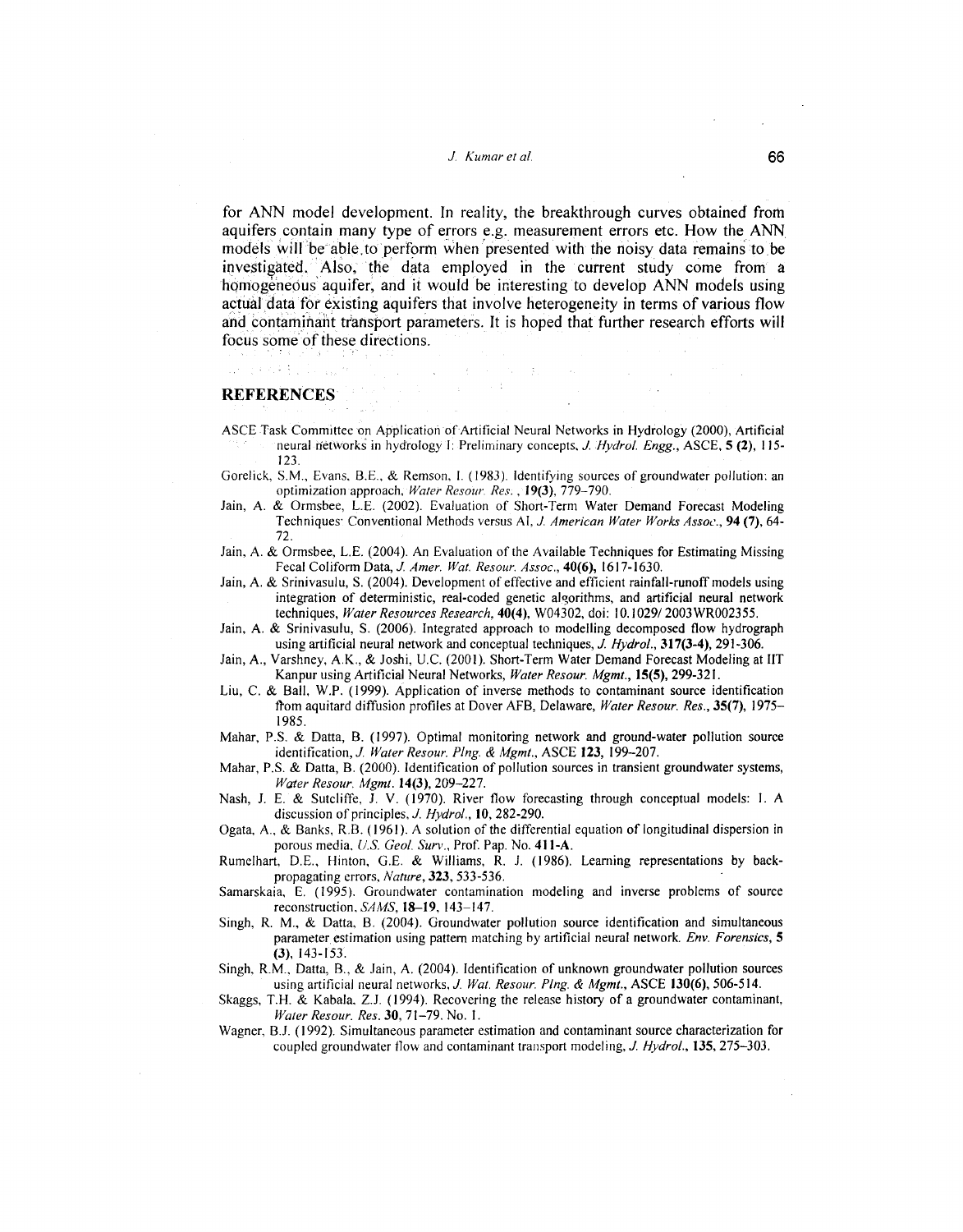for ANN model development. In reality, the breakthrough curves obtained from aquifers contain many type of errors e.g. measurement errors etc. How the ANN models will be able to perform when presented with the noisy data remains to be investigated. Also, the data employed in the current study come from a homogeneous aquifer, and it would be interesting to develop ANN models using actual data for existing aquifers that involve heterogeneity in terms of various flow and contaminant transport parameters. It is hoped that further research efforts will focus some of these directions.

## REFERENCES

ASCE Task Committee on Application of Artificial Neural Networks in Hydrology (2000), Artificial neural networks in hydrology I: Preliminary concepts, *J. Hydrol. Engg.*, ASCE, **5 (2)**, 115-123.

Gorelick, S.M., Evans, B.E., & Remson, I. (1983). Identifying sources of groundwater pollution: an optimization approach, *Water Resour. Res.*, **19(3)**, 779–790.

Jain, A. & Ormsbee, L.E. (2002). Evaluation of Short-Term Water Demand Forecast Modeling Techniques: Conventional Methods versus AI, *J. American Water Works Assoc.*, **94 (7)**, 64-72.

Jain, A. & Ormsbee, L.E. (2004). An Evaluation of the Available Techniques for Estimating Missing Fecal Coliform Data, *J. Amer. Wat. Resour. Assoc.*, **40(6)**, 1617-1630.

Jain, A. & Srinivasulu, S. (2004). Development of effective and efficient rainfall-runoff models using integration of deterministic, real-coded genetic algorithms, and artificial neural network techniques, *Water Resources Research*, **40(4)**, W04302, doi: 10.1029/ 2003WR002355.

Jain, A. & Srinivasulu, S. (2006). Integrated approach to modelling decomposed flow hydrograph using artificial neural network and conceptual techniques, *J. Hydrol.*, **317(3-4)**, 291-306.

Jain, A., Varshney, A.K., & Joshi, U.C. (2001). Short-Term Water Demand Forecast Modeling at IIT Kanpur using Artificial Neural Networks, *Water Resour. Mgmt.*, **15(5)**, 299-321.

Liu, C. & Ball, W.P. (1999). Application of inverse methods to contaminant source identification from aquitard diffusion profiles at Dover AFB, Delaware, *Water Resour. Res.*, **35(7)**, 1975–1985.

Mahar, P.S. & Datta, B. (1997). Optimal monitoring network and ground-water pollution source identification, *J. Water Resour. Plng. & Mgmt.*, ASCE **123**, 199–207.

Mahar, P.S. & Datta, B. (2000). Identification of pollution sources in transient groundwater systems, *Water Resour. Mgmt.* **14(3)**, 209–227.

Nash, J. E. & Sutcliffe, J. V. (1970). River flow forecasting through conceptual models: I. A discussion of principles, *J. Hydrol.*, **10**, 282-290.

Ogata, A., & Banks, R.B. (1961). A solution of the differential equation of longitudinal dispersion in porous media, *U.S. Geol. Surv.*, Prof. Pap. No. **411-A**.

Rumelhart, D.E., Hinton, G.E. & Williams, R. J. (1986). Learning representations by back-propagating errors, *Nature*, **323**, 533-536.

Samarskaia, E. (1995). Groundwater contamination modeling and inverse problems of source reconstruction, *SAMS*, **18–19**, 143–147.

Singh, R. M., & Datta, B. (2004). Groundwater pollution source identification and simultaneous parameter estimation using pattern matching by artificial neural network. *Env. Forensics*, **5 (3)**, 143-153.

Singh, R.M., Datta, B., & Jain, A. (2004). Identification of unknown groundwater pollution sources using artificial neural networks, *J. Wat. Resour. Plng. & Mgmt.*, ASCE **130(6)**, 506-514.

Skaggs, T.H. & Kabala, Z.J. (1994). Recovering the release history of a groundwater contaminant, *Water Resour. Res.* **30**, 71–79. No. 1.

Wagner, B.J. (1992). Simultaneous parameter estimation and contaminant source characterization for coupled groundwater flow and contaminant transport modeling, *J. Hydrol.*, **135**, 275–303.